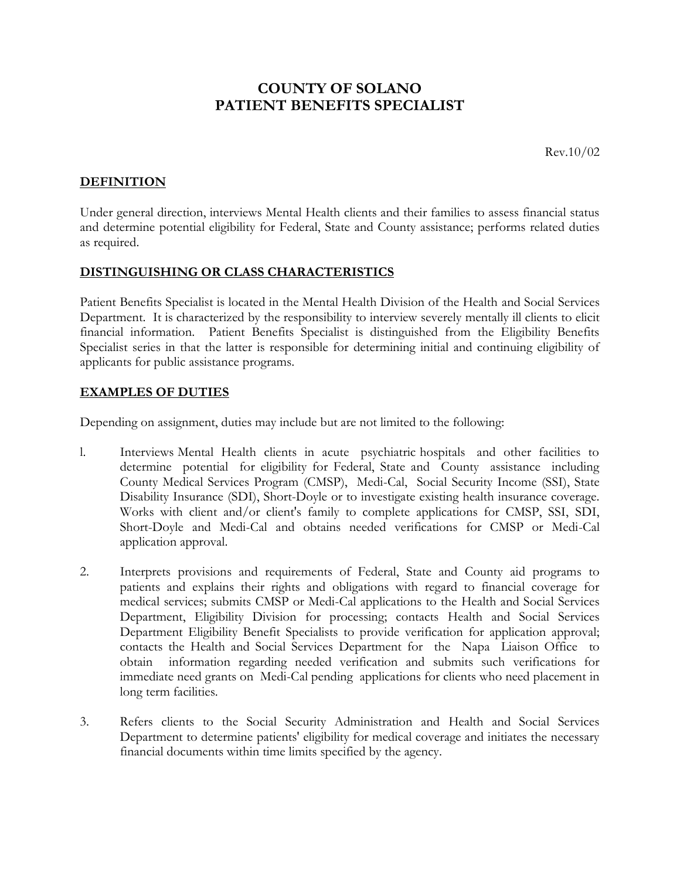# COUNTY OF SOLANO
# PATIENT BENEFITS SPECIALIST

Rev.10/02

## DEFINITION

Under general direction, interviews Mental Health clients and their families to assess financial status and determine potential eligibility for Federal, State and County assistance; performs related duties as required.

## DISTINGUISHING OR CLASS CHARACTERISTICS

Patient Benefits Specialist is located in the Mental Health Division of the Health and Social Services Department. It is characterized by the responsibility to interview severely mentally ill clients to elicit financial information. Patient Benefits Specialist is distinguished from the Eligibility Benefits Specialist series in that the latter is responsible for determining initial and continuing eligibility of applicants for public assistance programs.

## EXAMPLES OF DUTIES

Depending on assignment, duties may include but are not limited to the following:

l. Interviews Mental Health clients in acute psychiatric hospitals and other facilities to determine potential for eligibility for Federal, State and County assistance including County Medical Services Program (CMSP), Medi-Cal, Social Security Income (SSI), State Disability Insurance (SDI), Short-Doyle or to investigate existing health insurance coverage. Works with client and/or client's family to complete applications for CMSP, SSI, SDI, Short-Doyle and Medi-Cal and obtains needed verifications for CMSP or Medi-Cal application approval.

2. Interprets provisions and requirements of Federal, State and County aid programs to patients and explains their rights and obligations with regard to financial coverage for medical services; submits CMSP or Medi-Cal applications to the Health and Social Services Department, Eligibility Division for processing; contacts Health and Social Services Department Eligibility Benefit Specialists to provide verification for application approval; contacts the Health and Social Services Department for the Napa Liaison Office to obtain information regarding needed verification and submits such verifications for immediate need grants on Medi-Cal pending applications for clients who need placement in long term facilities.

3. Refers clients to the Social Security Administration and Health and Social Services Department to determine patients' eligibility for medical coverage and initiates the necessary financial documents within time limits specified by the agency.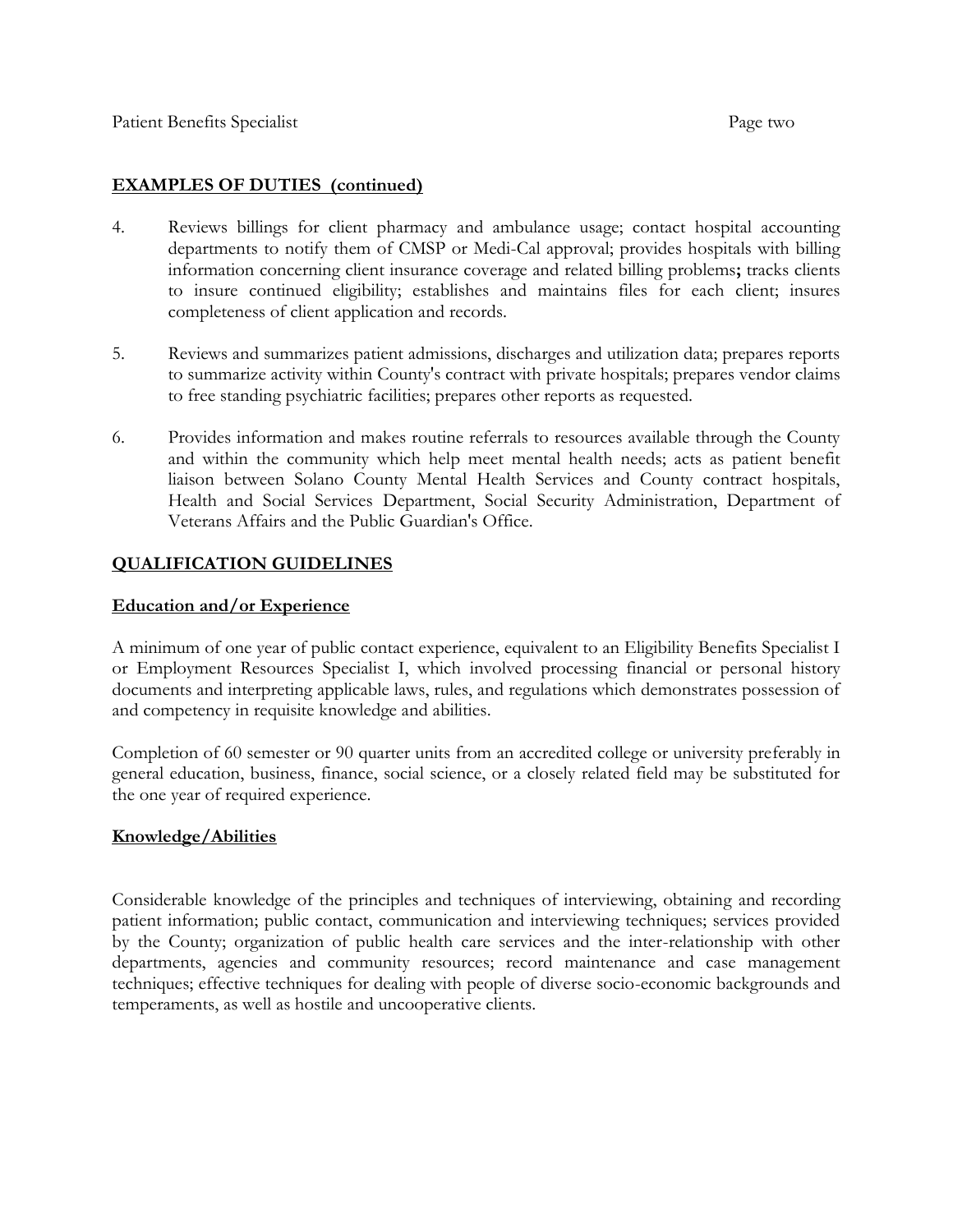**EXAMPLES OF DUTIES (continued)**

4. Reviews billings for client pharmacy and ambulance usage; contact hospital accounting departments to notify them of CMSP or Medi-Cal approval; provides hospitals with billing information concerning client insurance coverage and related billing problems**;** tracks clients to insure continued eligibility; establishes and maintains files for each client; insures completeness of client application and records.

5. Reviews and summarizes patient admissions, discharges and utilization data; prepares reports to summarize activity within County's contract with private hospitals; prepares vendor claims to free standing psychiatric facilities; prepares other reports as requested.

6. Provides information and makes routine referrals to resources available through the County and within the community which help meet mental health needs; acts as patient benefit liaison between Solano County Mental Health Services and County contract hospitals, Health and Social Services Department, Social Security Administration, Department of Veterans Affairs and the Public Guardian's Office.

## QUALIFICATION GUIDELINES

### Education and/or Experience

A minimum of one year of public contact experience, equivalent to an Eligibility Benefits Specialist I or Employment Resources Specialist I, which involved processing financial or personal history documents and interpreting applicable laws, rules, and regulations which demonstrates possession of and competency in requisite knowledge and abilities.

Completion of 60 semester or 90 quarter units from an accredited college or university preferably in general education, business, finance, social science, or a closely related field may be substituted for the one year of required experience.

### Knowledge/Abilities

Considerable knowledge of the principles and techniques of interviewing, obtaining and recording patient information; public contact, communication and interviewing techniques; services provided by the County; organization of public health care services and the inter-relationship with other departments, agencies and community resources; record maintenance and case management techniques; effective techniques for dealing with people of diverse socio-economic backgrounds and temperaments, as well as hostile and uncooperative clients.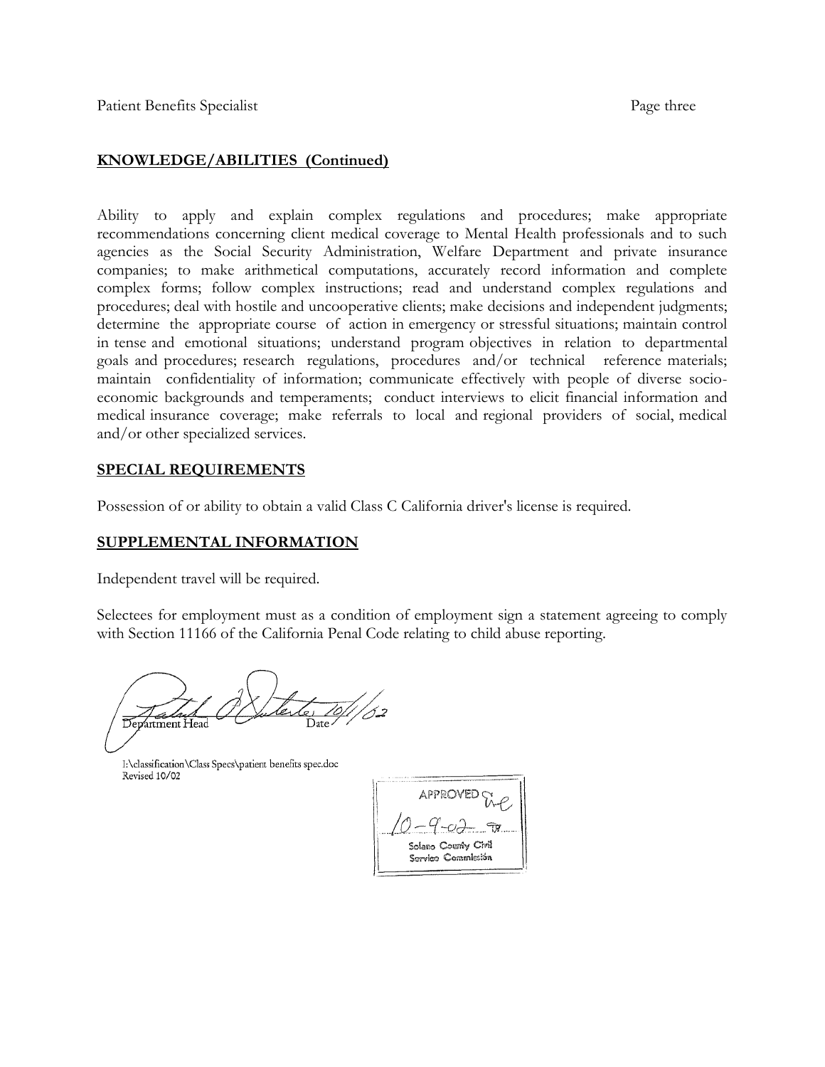## KNOWLEDGE/ABILITIES (Continued)

Ability to apply and explain complex regulations and procedures; make appropriate recommendations concerning client medical coverage to Mental Health professionals and to such agencies as the Social Security Administration, Welfare Department and private insurance companies; to make arithmetical computations, accurately record information and complete complex forms; follow complex instructions; read and understand complex regulations and procedures; deal with hostile and uncooperative clients; make decisions and independent judgments; determine the appropriate course of action in emergency or stressful situations; maintain control in tense and emotional situations; understand program objectives in relation to departmental goals and procedures; research regulations, procedures and/or technical reference materials; maintain confidentiality of information; communicate effectively with people of diverse socio-economic backgrounds and temperaments; conduct interviews to elicit financial information and medical insurance coverage; make referrals to local and regional providers of social, medical and/or other specialized services.

## SPECIAL REQUIREMENTS

Possession of or ability to obtain a valid Class C California driver's license is required.

## SUPPLEMENTAL INFORMATION

Independent travel will be required.

Selectees for employment must as a condition of employment sign a statement agreeing to comply with Section 11166 of the California Penal Code relating to child abuse reporting.

Department Head    Date 10/1/02

I:\classification\Class Specs\patient benefits spec.doc
Revised 10/02

APPROVED
10-9-02
Solano County Civil Service Commission